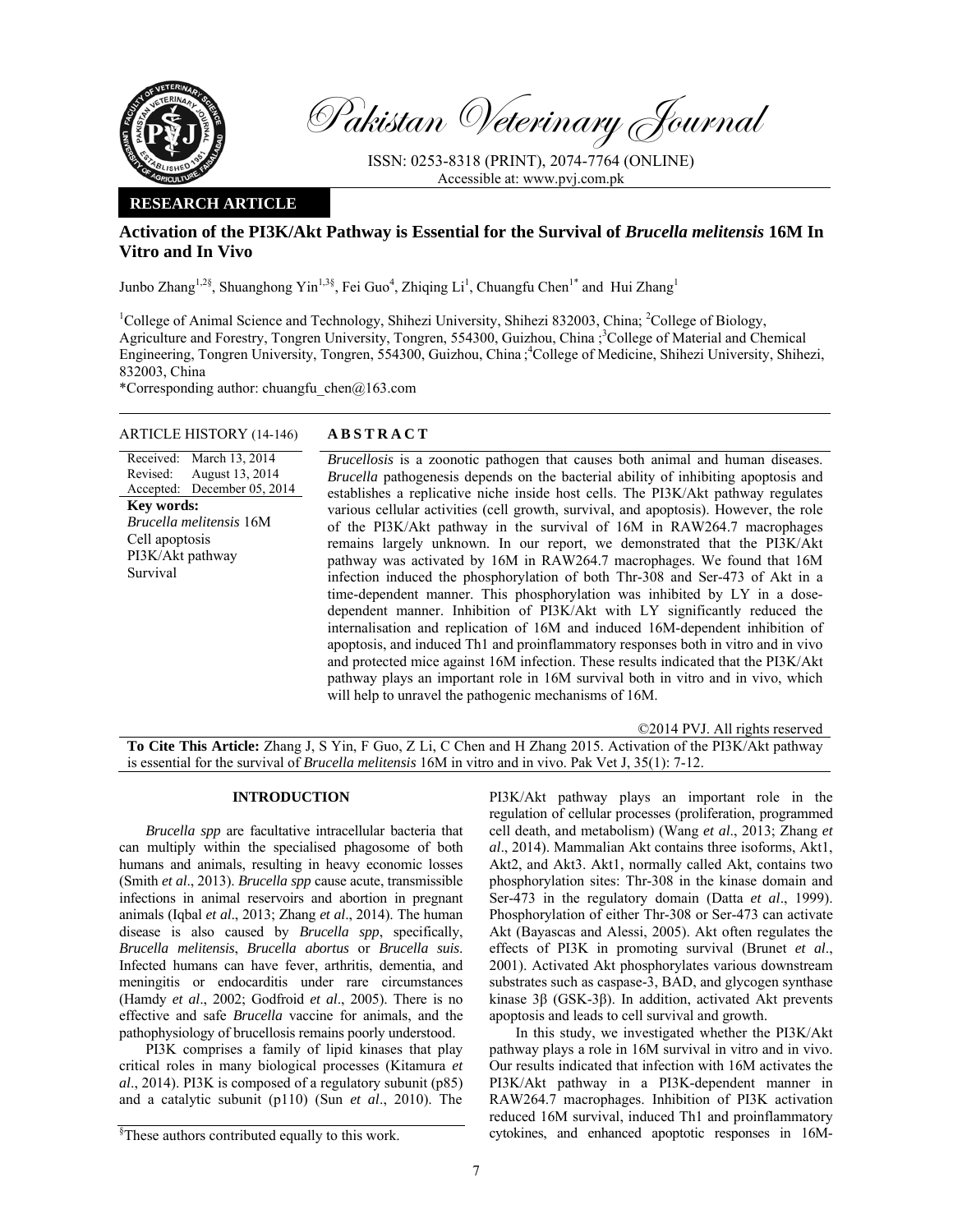# Pakistan Veterinary Journal

ISSN: 0253-8318 (PRINT), 2074-7764 (ONLINE)
Accessible at: www.pvj.com.pk

**RESEARCH ARTICLE**

## Activation of the PI3K/Akt Pathway is Essential for the Survival of *Brucella melitensis* 16M In Vitro and In Vivo

Junbo Zhang[1,2§], Shuanghong Yin[1,3§], Fei Guo[4], Zhiqing Li[1], Chuangfu Chen[1*] and Hui Zhang[1]

[1]College of Animal Science and Technology, Shihezi University, Shihezi 832003, China; [2]College of Biology, Agriculture and Forestry, Tongren University, Tongren, 554300, Guizhou, China ;[3]College of Material and Chemical Engineering, Tongren University, Tongren, 554300, Guizhou, China ;[4]College of Medicine, Shihezi University, Shihezi, 832003, China

*Corresponding author: chuangfu_chen@163.com

**ARTICLE HISTORY** (14-146)

Received: March 13, 2014
Revised: August 13, 2014
Accepted: December 05, 2014

**Key words:**
*Brucella melitensis* 16M
Cell apoptosis
PI3K/Akt pathway
Survival

**ABSTRACT**

*Brucellosis* is a zoonotic pathogen that causes both animal and human diseases. *Brucella* pathogenesis depends on the bacterial ability of inhibiting apoptosis and establishes a replicative niche inside host cells. The PI3K/Akt pathway regulates various cellular activities (cell growth, survival, and apoptosis). However, the role of the PI3K/Akt pathway in the survival of 16M in RAW264.7 macrophages remains largely unknown. In our report, we demonstrated that the PI3K/Akt pathway was activated by 16M in RAW264.7 macrophages. We found that 16M infection induced the phosphorylation of both Thr-308 and Ser-473 of Akt in a time-dependent manner. This phosphorylation was inhibited by LY in a dose-dependent manner. Inhibition of PI3K/Akt with LY significantly reduced the internalisation and replication of 16M and induced 16M-dependent inhibition of apoptosis, and induced Th1 and proinflammatory responses both in vitro and in vivo and protected mice against 16M infection. These results indicated that the PI3K/Akt pathway plays an important role in 16M survival both in vitro and in vivo, which will help to unravel the pathogenic mechanisms of 16M.

©2014 PVJ. All rights reserved

**To Cite This Article:** Zhang J, S Yin, F Guo, Z Li, C Chen and H Zhang 2015. Activation of the PI3K/Akt pathway is essential for the survival of *Brucella melitensis* 16M in vitro and in vivo. Pak Vet J, 35(1): 7-12.

## INTRODUCTION

*Brucella spp* are facultative intracellular bacteria that can multiply within the specialised phagosome of both humans and animals, resulting in heavy economic losses (Smith *et al*., 2013). *Brucella spp* cause acute, transmissible infections in animal reservoirs and abortion in pregnant animals (Iqbal *et al*., 2013; Zhang *et al*., 2014). The human disease is also caused by *Brucella spp*, specifically, *Brucella melitensis*, *Brucella abortus* or *Brucella suis*. Infected humans can have fever, arthritis, dementia, and meningitis or endocarditis under rare circumstances (Hamdy *et al*., 2002; Godfroid *et al*., 2005). There is no effective and safe *Brucella* vaccine for animals, and the pathophysiology of brucellosis remains poorly understood.

PI3K comprises a family of lipid kinases that play critical roles in many biological processes (Kitamura *et al*., 2014). PI3K is composed of a regulatory subunit (p85) and a catalytic subunit (p110) (Sun *et al*., 2010). The PI3K/Akt pathway plays an important role in the regulation of cellular processes (proliferation, programmed cell death, and metabolism) (Wang *et al*., 2013; Zhang *et al*., 2014). Mammalian Akt contains three isoforms, Akt1, Akt2, and Akt3. Akt1, normally called Akt, contains two phosphorylation sites: Thr-308 in the kinase domain and Ser-473 in the regulatory domain (Datta *et al*., 1999). Phosphorylation of either Thr-308 or Ser-473 can activate Akt (Bayascas and Alessi, 2005). Akt often regulates the effects of PI3K in promoting survival (Brunet *et al*., 2001). Activated Akt phosphorylates various downstream substrates such as caspase-3, BAD, and glycogen synthase kinase 3β (GSK-3β). In addition, activated Akt prevents apoptosis and leads to cell survival and growth.

In this study, we investigated whether the PI3K/Akt pathway plays a role in 16M survival in vitro and in vivo. Our results indicated that infection with 16M activates the PI3K/Akt pathway in a PI3K-dependent manner in RAW264.7 macrophages. Inhibition of PI3K activation reduced 16M survival, induced Th1 and proinflammatory cytokines, and enhanced apoptotic responses in 16M-

[§]These authors contributed equally to this work.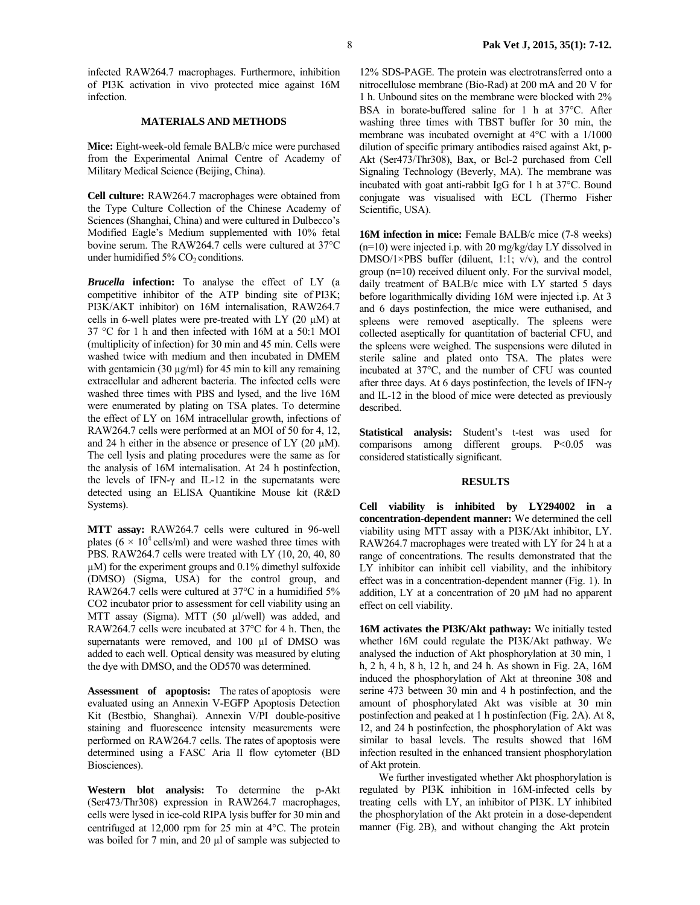infected RAW264.7 macrophages. Furthermore, inhibition of PI3K activation in vivo protected mice against 16M infection.

## MATERIALS AND METHODS

**Mice:** Eight-week-old female BALB/c mice were purchased from the Experimental Animal Centre of Academy of Military Medical Science (Beijing, China).

**Cell culture:** RAW264.7 macrophages were obtained from the Type Culture Collection of the Chinese Academy of Sciences (Shanghai, China) and were cultured in Dulbecco's Modified Eagle's Medium supplemented with 10% fetal bovine serum. The RAW264.7 cells were cultured at 37°C under humidified 5% $CO_2$ conditions.

***Brucella* infection:** To analyse the effect of LY (a competitive inhibitor of the ATP binding site of PI3K; PI3K/AKT inhibitor) on 16M internalisation, RAW264.7 cells in 6-well plates were pre-treated with LY (20 μM) at 37 °C for 1 h and then infected with 16M at a 50:1 MOI (multiplicity of infection) for 30 min and 45 min. Cells were washed twice with medium and then incubated in DMEM with gentamicin (30 μg/ml) for 45 min to kill any remaining extracellular and adherent bacteria. The infected cells were washed three times with PBS and lysed, and the live 16M were enumerated by plating on TSA plates. To determine the effect of LY on 16M intracellular growth, infections of RAW264.7 cells were performed at an MOI of 50 for 4, 12, and 24 h either in the absence or presence of LY (20 μM). The cell lysis and plating procedures were the same as for the analysis of 16M internalisation. At 24 h postinfection, the levels of IFN-γ and IL-12 in the supernatants were detected using an ELISA Quantikine Mouse kit (R&D Systems).

**MTT assay:** RAW264.7 cells were cultured in 96-well plates ($6 \times 10^4$ cells/ml) and were washed three times with PBS. RAW264.7 cells were treated with LY (10, 20, 40, 80 μM) for the experiment groups and 0.1% dimethyl sulfoxide (DMSO) (Sigma, USA) for the control group, and RAW264.7 cells were cultured at 37°C in a humidified 5% CO2 incubator prior to assessment for cell viability using an MTT assay (Sigma). MTT (50 μl/well) was added, and RAW264.7 cells were incubated at 37°C for 4 h. Then, the supernatants were removed, and 100 μl of DMSO was added to each well. Optical density was measured by eluting the dye with DMSO, and the OD570 was determined.

**Assessment of apoptosis:** The rates of apoptosis were evaluated using an Annexin V-EGFP Apoptosis Detection Kit (Bestbio, Shanghai). Annexin V/PI double-positive staining and fluorescence intensity measurements were performed on RAW264.7 cells. The rates of apoptosis were determined using a FASC Aria II flow cytometer (BD Biosciences).

**Western blot analysis:** To determine the p-Akt (Ser473/Thr308) expression in RAW264.7 macrophages, cells were lysed in ice-cold RIPA lysis buffer for 30 min and centrifuged at 12,000 rpm for 25 min at 4°C. The protein was boiled for 7 min, and 20 μl of sample was subjected to 12% SDS-PAGE. The protein was electrotransferred onto a nitrocellulose membrane (Bio-Rad) at 200 mA and 20 V for 1 h. Unbound sites on the membrane were blocked with 2% BSA in borate-buffered saline for 1 h at 37°C. After washing three times with TBST buffer for 30 min, the membrane was incubated overnight at 4°C with a 1/1000 dilution of specific primary antibodies raised against Akt, p-Akt (Ser473/Thr308), Bax, or Bcl-2 purchased from Cell Signaling Technology (Beverly, MA). The membrane was incubated with goat anti-rabbit IgG for 1 h at 37°C. Bound conjugate was visualised with ECL (Thermo Fisher Scientific, USA).

**16M infection in mice:** Female BALB/c mice (7-8 weeks) (n=10) were injected i.p. with 20 mg/kg/day LY dissolved in DMSO/1×PBS buffer (diluent, 1:1; v/v), and the control group (n=10) received diluent only. For the survival model, daily treatment of BALB/c mice with LY started 5 days before logarithmically dividing 16M were injected i.p. At 3 and 6 days postinfection, the mice were euthanised, and spleens were removed aseptically. The spleens were collected aseptically for quantitation of bacterial CFU, and the spleens were weighed. The suspensions were diluted in sterile saline and plated onto TSA. The plates were incubated at 37°C, and the number of CFU was counted after three days. At 6 days postinfection, the levels of IFN-γ and IL-12 in the blood of mice were detected as previously described.

**Statistical analysis:** Student's t-test was used for comparisons among different groups. $P<0.05$ was considered statistically significant.

## RESULTS

**Cell viability is inhibited by LY294002 in a concentration-dependent manner:** We determined the cell viability using MTT assay with a PI3K/Akt inhibitor, LY. RAW264.7 macrophages were treated with LY for 24 h at a range of concentrations. The results demonstrated that the LY inhibitor can inhibit cell viability, and the inhibitory effect was in a concentration-dependent manner (Fig. 1). In addition, LY at a concentration of 20 μM had no apparent effect on cell viability.

**16M activates the PI3K/Akt pathway:** We initially tested whether 16M could regulate the PI3K/Akt pathway. We analysed the induction of Akt phosphorylation at 30 min, 1 h, 2 h, 4 h, 8 h, 12 h, and 24 h. As shown in Fig. 2A, 16M induced the phosphorylation of Akt at threonine 308 and serine 473 between 30 min and 4 h postinfection, and the amount of phosphorylated Akt was visible at 30 min postinfection and peaked at 1 h postinfection (Fig. 2A). At 8, 12, and 24 h postinfection, the phosphorylation of Akt was similar to basal levels. The results showed that 16M infection resulted in the enhanced transient phosphorylation of Akt protein.

We further investigated whether Akt phosphorylation is regulated by PI3K inhibition in 16M-infected cells by treating cells with LY, an inhibitor of PI3K. LY inhibited the phosphorylation of the Akt protein in a dose-dependent manner (Fig. 2B), and without changing the Akt protein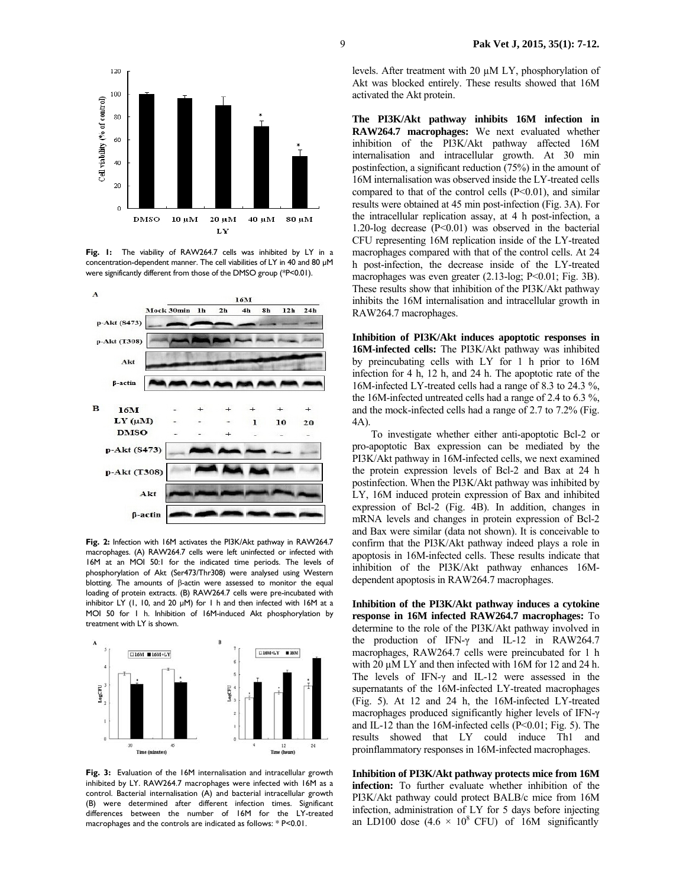Fig. 1: The viability of RAW264.7 cells was inhibited by LY in a concentration-dependent manner. The cell viabilities of LY in 40 and 80 μM were significantly different from those of the DMSO group (*P<0.01).

Fig. 2: Infection with 16M activates the PI3K/Akt pathway in RAW264.7 macrophages. (A) RAW264.7 cells were left uninfected or infected with 16M at an MOI 50:1 for the indicated time periods. The levels of phosphorylation of Akt (Ser473/Thr308) were analysed using Western blotting. The amounts of β-actin were assessed to monitor the equal loading of protein extracts. (B) RAW264.7 cells were pre-incubated with inhibitor LY (1, 10, and 20 μM) for 1 h and then infected with 16M at a MOI 50 for 1 h. Inhibition of 16M-induced Akt phosphorylation by treatment with LY is shown.

Fig. 3: Evaluation of the 16M internalisation and intracellular growth inhibited by LY. RAW264.7 macrophages were infected with 16M as a control. Bacterial internalisation (A) and bacterial intracellular growth (B) were determined after different infection times. Significant differences between the number of 16M for the LY-treated macrophages and the controls are indicated as follows: * P<0.01.

levels. After treatment with 20 μM LY, phosphorylation of Akt was blocked entirely. These results showed that 16M activated the Akt protein.

**The PI3K/Akt pathway inhibits 16M infection in RAW264.7 macrophages:** We next evaluated whether inhibition of the PI3K/Akt pathway affected 16M internalisation and intracellular growth. At 30 min postinfection, a significant reduction (75%) in the amount of 16M internalisation was observed inside the LY-treated cells compared to that of the control cells (P<0.01), and similar results were obtained at 45 min post-infection (Fig. 3A). For the intracellular replication assay, at 4 h post-infection, a 1.20-log decrease (P<0.01) was observed in the bacterial CFU representing 16M replication inside of the LY-treated macrophages compared with that of the control cells. At 24 h post-infection, the decrease inside of the LY-treated macrophages was even greater (2.13-log; P<0.01; Fig. 3B). These results show that inhibition of the PI3K/Akt pathway inhibits the 16M internalisation and intracellular growth in RAW264.7 macrophages.

**Inhibition of PI3K/Akt induces apoptotic responses in 16M-infected cells:** The PI3K/Akt pathway was inhibited by preincubating cells with LY for 1 h prior to 16M infection for 4 h, 12 h, and 24 h. The apoptotic rate of the 16M-infected LY-treated cells had a range of 8.3 to 24.3 %, the 16M-infected untreated cells had a range of 2.4 to 6.3 %, and the mock-infected cells had a range of 2.7 to 7.2% (Fig. 4A).

To investigate whether either anti-apoptotic Bcl-2 or pro-apoptotic Bax expression can be mediated by the PI3K/Akt pathway in 16M-infected cells, we next examined the protein expression levels of Bcl-2 and Bax at 24 h postinfection. When the PI3K/Akt pathway was inhibited by LY, 16M induced protein expression of Bax and inhibited expression of Bcl-2 (Fig. 4B). In addition, changes in mRNA levels and changes in protein expression of Bcl-2 and Bax were similar (data not shown). It is conceivable to confirm that the PI3K/Akt pathway indeed plays a role in apoptosis in 16M-infected cells. These results indicate that inhibition of the PI3K/Akt pathway enhances 16M-dependent apoptosis in RAW264.7 macrophages.

**Inhibition of the PI3K/Akt pathway induces a cytokine response in 16M infected RAW264.7 macrophages:** To determine to the role of the PI3K/Akt pathway involved in the production of IFN-γ and IL-12 in RAW264.7 macrophages, RAW264.7 cells were preincubated for 1 h with 20 μM LY and then infected with 16M for 12 and 24 h. The levels of IFN-γ and IL-12 were assessed in the supernatants of the 16M-infected LY-treated macrophages (Fig. 5). At 12 and 24 h, the 16M-infected LY-treated macrophages produced significantly higher levels of IFN-γ and IL-12 than the 16M-infected cells (P<0.01; Fig. 5). The results showed that LY could induce Th1 and proinflammatory responses in 16M-infected macrophages.

**Inhibition of PI3K/Akt pathway protects mice from 16M infection:** To further evaluate whether inhibition of the PI3K/Akt pathway could protect BALB/c mice from 16M infection, administration of LY for 5 days before injecting an LD100 dose ($4.6 \times 10^8$ CFU) of 16M significantly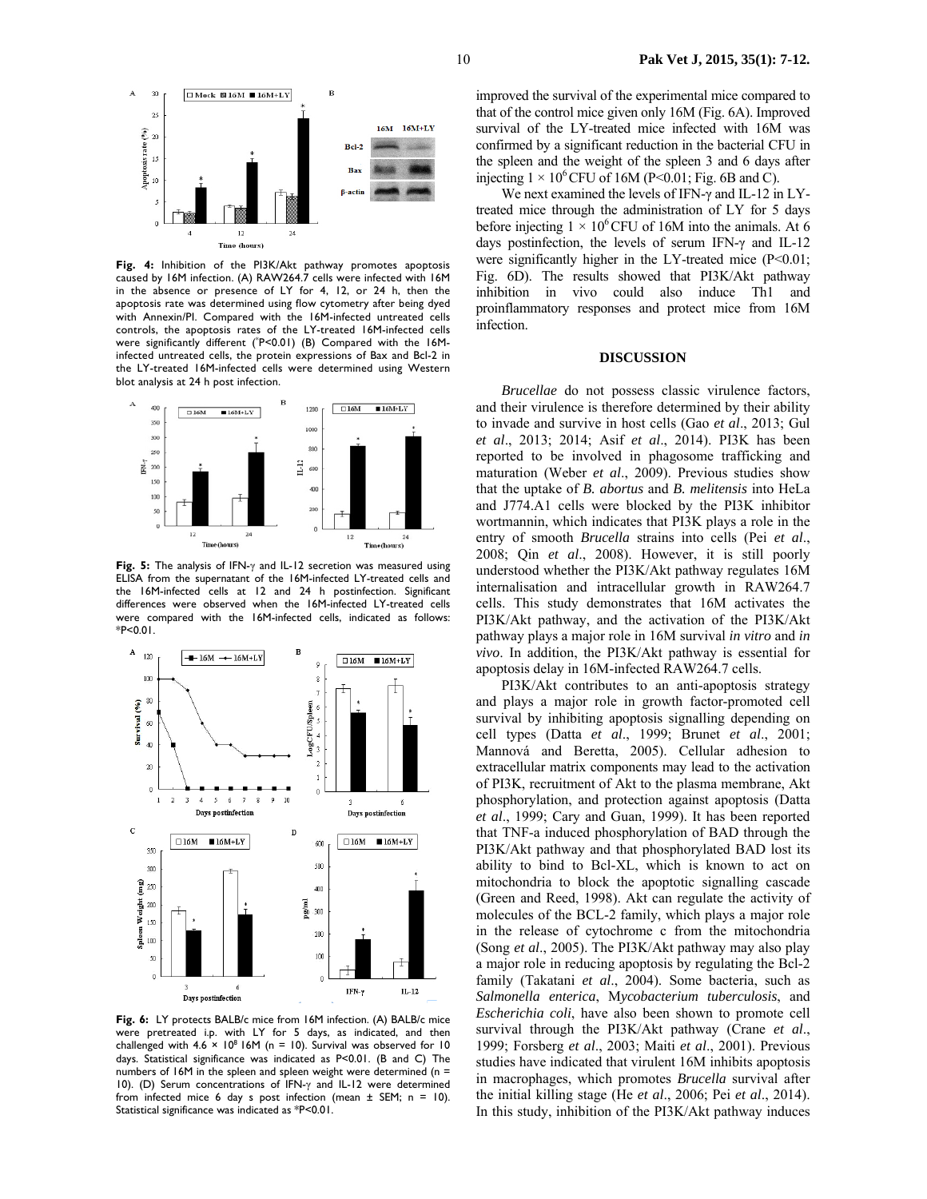**Fig. 4:** Inhibition of the PI3K/Akt pathway promotes apoptosis caused by 16M infection. (A) RAW264.7 cells were infected with 16M in the absence or presence of LY for 4, 12, or 24 h, then the apoptosis rate was determined using flow cytometry after being dyed with Annexin/PI. Compared with the 16M-infected untreated cells controls, the apoptosis rates of the LY-treated 16M-infected cells were significantly different (*P<0.01) (B) Compared with the 16M-infected untreated cells, the protein expressions of Bax and Bcl-2 in the LY-treated 16M-infected cells were determined using Western blot analysis at 24 h post infection.

**Fig. 5:** The analysis of IFN-γ and IL-12 secretion was measured using ELISA from the supernatant of the 16M-infected LY-treated cells and the 16M-infected cells at 12 and 24 h postinfection. Significant differences were observed when the 16M-infected LY-treated cells were compared with the 16M-infected cells, indicated as follows: *P<0.01.

**Fig. 6:** LY protects BALB/c mice from 16M infection. (A) BALB/c mice were pretreated i.p. with LY for 5 days, as indicated, and then challenged with $4.6 \times 10^8$ 16M (n = 10). Survival was observed for 10 days. Statistical significance was indicated as P<0.01. (B and C) The numbers of 16M in the spleen and spleen weight were determined (n = 10). (D) Serum concentrations of IFN-γ and IL-12 were determined from infected mice 6 day s post infection (mean ± SEM; n = 10). Statistical significance was indicated as *P<0.01.

improved the survival of the experimental mice compared to that of the control mice given only 16M (Fig. 6A). Improved survival of the LY-treated mice infected with 16M was confirmed by a significant reduction in the bacterial CFU in the spleen and the weight of the spleen 3 and 6 days after injecting $1 \times 10^6$ CFU of 16M (P<0.01; Fig. 6B and C).

We next examined the levels of IFN-γ and IL-12 in LY-treated mice through the administration of LY for 5 days before injecting $1 \times 10^6$ CFU of 16M into the animals. At 6 days postinfection, the levels of serum IFN-γ and IL-12 were significantly higher in the LY-treated mice (P<0.01; Fig. 6D). The results showed that PI3K/Akt pathway inhibition in vivo could also induce Th1 and proinflammatory responses and protect mice from 16M infection.

## DISCUSSION

*Brucellae* do not possess classic virulence factors, and their virulence is therefore determined by their ability to invade and survive in host cells (Gao *et al*., 2013; Gul *et al*., 2013; 2014; Asif *et al*., 2014). PI3K has been reported to be involved in phagosome trafficking and maturation (Weber *et al*., 2009). Previous studies show that the uptake of *B. abortus* and *B. melitensis* into HeLa and J774.A1 cells were blocked by the PI3K inhibitor wortmannin, which indicates that PI3K plays a role in the entry of smooth *Brucella* strains into cells (Pei *et al*., 2008; Qin *et al*., 2008). However, it is still poorly understood whether the PI3K/Akt pathway regulates 16M internalisation and intracellular growth in RAW264.7 cells. This study demonstrates that 16M activates the PI3K/Akt pathway, and the activation of the PI3K/Akt pathway plays a major role in 16M survival *in vitro* and *in vivo*. In addition, the PI3K/Akt pathway is essential for apoptosis delay in 16M-infected RAW264.7 cells.

PI3K/Akt contributes to an anti-apoptosis strategy and plays a major role in growth factor-promoted cell survival by inhibiting apoptosis signalling depending on cell types (Datta *et al*., 1999; Brunet *et al*., 2001; Mannová and Beretta, 2005). Cellular adhesion to extracellular matrix components may lead to the activation of PI3K, recruitment of Akt to the plasma membrane, Akt phosphorylation, and protection against apoptosis (Datta *et al*., 1999; Cary and Guan, 1999). It has been reported that TNF-a induced phosphorylation of BAD through the PI3K/Akt pathway and that phosphorylated BAD lost its ability to bind to Bcl-XL, which is known to act on mitochondria to block the apoptotic signalling cascade (Green and Reed, 1998). Akt can regulate the activity of molecules of the BCL-2 family, which plays a major role in the release of cytochrome c from the mitochondria (Song *et al*., 2005). The PI3K/Akt pathway may also play a major role in reducing apoptosis by regulating the Bcl-2 family (Takatani *et al*., 2004). Some bacteria, such as *Salmonella enterica*, M*ycobacterium tuberculosis*, and *Escherichia coli*, have also been shown to promote cell survival through the PI3K/Akt pathway (Crane *et al*., 1999; Forsberg *et al*., 2003; Maiti *et al*., 2001). Previous studies have indicated that virulent 16M inhibits apoptosis in macrophages, which promotes *Brucella* survival after the initial killing stage (He *et al*., 2006; Pei *et al*., 2014). In this study, inhibition of the PI3K/Akt pathway induces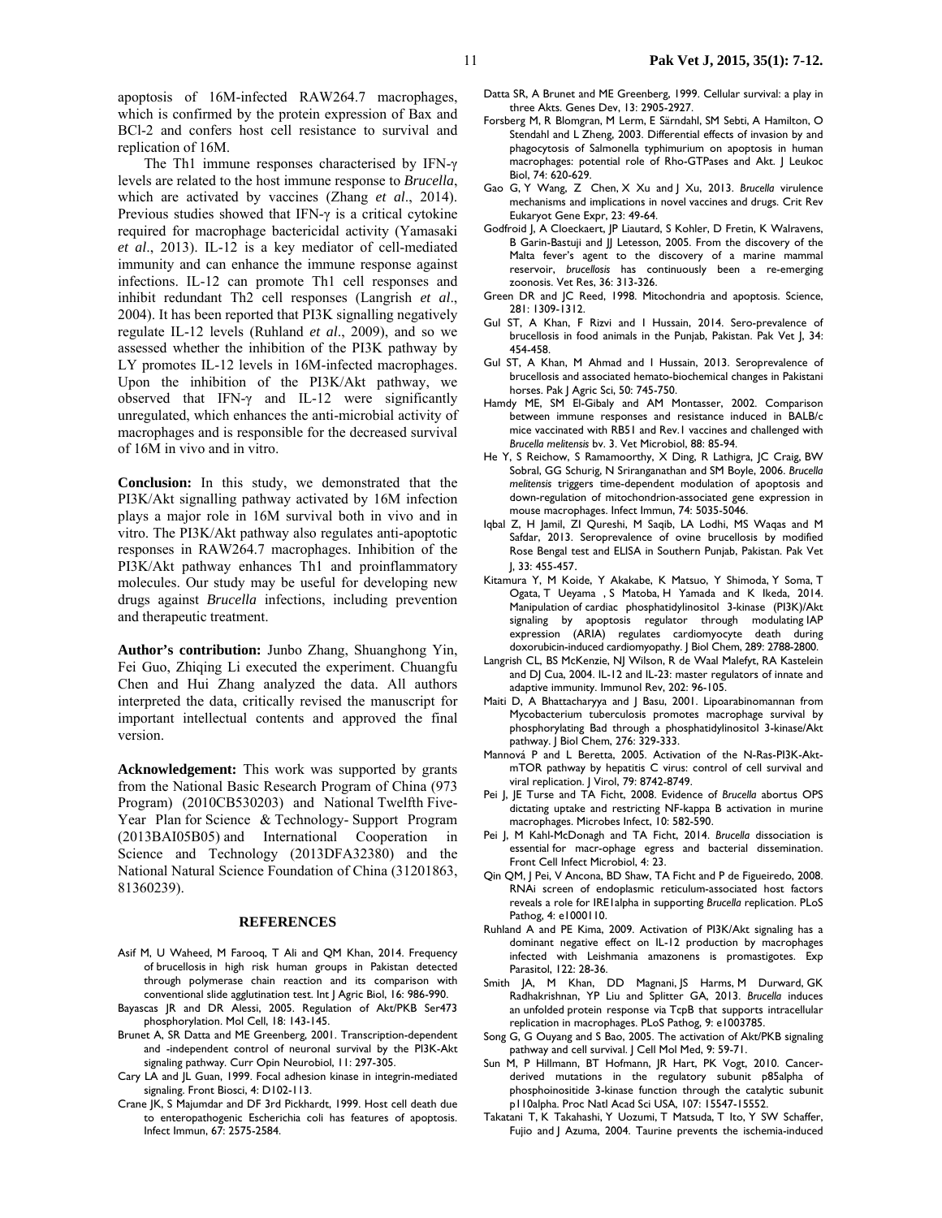apoptosis of 16M-infected RAW264.7 macrophages, which is confirmed by the protein expression of Bax and BCl-2 and confers host cell resistance to survival and replication of 16M.

The Th1 immune responses characterised by IFN-γ levels are related to the host immune response to *Brucella*, which are activated by vaccines (Zhang *et al*., 2014). Previous studies showed that IFN-γ is a critical cytokine required for macrophage bactericidal activity (Yamasaki *et al*., 2013). IL-12 is a key mediator of cell-mediated immunity and can enhance the immune response against infections. IL-12 can promote Th1 cell responses and inhibit redundant Th2 cell responses (Langrish *et al*., 2004). It has been reported that PI3K signalling negatively regulate IL-12 levels (Ruhland *et al*., 2009), and so we assessed whether the inhibition of the PI3K pathway by LY promotes IL-12 levels in 16M-infected macrophages. Upon the inhibition of the PI3K/Akt pathway, we observed that IFN-γ and IL-12 were significantly unregulated, which enhances the anti-microbial activity of macrophages and is responsible for the decreased survival of 16M in vivo and in vitro.

**Conclusion:** In this study, we demonstrated that the PI3K/Akt signalling pathway activated by 16M infection plays a major role in 16M survival both in vivo and in vitro. The PI3K/Akt pathway also regulates anti-apoptotic responses in RAW264.7 macrophages. Inhibition of the PI3K/Akt pathway enhances Th1 and proinflammatory molecules. Our study may be useful for developing new drugs against *Brucella* infections, including prevention and therapeutic treatment.

**Author's contribution:** Junbo Zhang, Shuanghong Yin, Fei Guo, Zhiqing Li executed the experiment. Chuangfu Chen and Hui Zhang analyzed the data. All authors interpreted the data, critically revised the manuscript for important intellectual contents and approved the final version.

**Acknowledgement:** This work was supported by grants from the National Basic Research Program of China (973 Program) (2010CB530203) and National Twelfth Five-Year Plan for Science & Technology- Support Program (2013BAI05B05) and International Cooperation in Science and Technology (2013DFA32380) and the National Natural Science Foundation of China (31201863, 81360239).

## REFERENCES

Asif M, U Waheed, M Farooq, T Ali and QM Khan, 2014. Frequency of brucellosis in high risk human groups in Pakistan detected through polymerase chain reaction and its comparison with conventional slide agglutination test. Int J Agric Biol, 16: 986-990.

Bayascas JR and DR Alessi, 2005. Regulation of Akt/PKB Ser473 phosphorylation. Mol Cell, 18: 143-145.

Brunet A, SR Datta and ME Greenberg, 2001. Transcription-dependent and -independent control of neuronal survival by the PI3K-Akt signaling pathway. Curr Opin Neurobiol, 11: 297-305.

Cary LA and JL Guan, 1999. Focal adhesion kinase in integrin-mediated signaling. Front Biosci, 4: D102-113.

Crane JK, S Majumdar and DF 3rd Pickhardt, 1999. Host cell death due to enteropathogenic Escherichia coli has features of apoptosis. Infect Immun, 67: 2575-2584.

Datta SR, A Brunet and ME Greenberg, 1999. Cellular survival: a play in three Akts. Genes Dev, 13: 2905-2927.

Forsberg M, R Blomgran, M Lerm, E Särndahl, SM Sebti, A Hamilton, O Stendahl and L Zheng, 2003. Differential effects of invasion by and phagocytosis of Salmonella typhimurium on apoptosis in human macrophages: potential role of Rho-GTPases and Akt. J Leukoc Biol, 74: 620-629.

Gao G, Y Wang, Z Chen, X Xu and J Xu, 2013. *Brucella* virulence mechanisms and implications in novel vaccines and drugs. Crit Rev Eukaryot Gene Expr, 23: 49-64.

Godfroid J, A Cloeckaert, JP Liautard, S Kohler, D Fretin, K Walravens, B Garin-Bastuji and JJ Letesson, 2005. From the discovery of the Malta fever's agent to the discovery of a marine mammal reservoir, *brucellosis* has continuously been a re-emerging zoonosis. Vet Res, 36: 313-326.

Green DR and JC Reed, 1998. Mitochondria and apoptosis. Science, 281: 1309-1312.

Gul ST, A Khan, F Rizvi and I Hussain, 2014. Sero-prevalence of brucellosis in food animals in the Punjab, Pakistan. Pak Vet J, 34: 454-458.

Gul ST, A Khan, M Ahmad and I Hussain, 2013. Seroprevalence of brucellosis and associated hemato-biochemical changes in Pakistani horses. Pak J Agric Sci, 50: 745-750.

Hamdy ME, SM El-Gibaly and AM Montasser, 2002. Comparison between immune responses and resistance induced in BALB/c mice vaccinated with RB51 and Rev.1 vaccines and challenged with *Brucella melitensis* bv. 3. Vet Microbiol, 88: 85-94.

He Y, S Reichow, S Ramamoorthy, X Ding, R Lathigra, JC Craig, BW Sobral, GG Schurig, N Sriranganathan and SM Boyle, 2006. *Brucella melitensis* triggers time-dependent modulation of apoptosis and down-regulation of mitochondrion-associated gene expression in mouse macrophages. Infect Immun, 74: 5035-5046.

Iqbal Z, H Jamil, ZI Qureshi, M Saqib, LA Lodhi, MS Waqas and M Safdar, 2013. Seroprevalence of ovine brucellosis by modified Rose Bengal test and ELISA in Southern Punjab, Pakistan. Pak Vet J, 33: 455-457.

Kitamura Y, M Koide, Y Akakabe, K Matsuo, Y Shimoda, Y Soma, T Ogata, T Ueyama , S Matoba, H Yamada and K Ikeda, 2014. Manipulation of cardiac phosphatidylinositol 3-kinase (PI3K)/Akt signaling by apoptosis regulator through modulating IAP expression (ARIA) regulates cardiomyocyte death during doxorubicin-induced cardiomyopathy. J Biol Chem, 289: 2788-2800.

Langrish CL, BS McKenzie, NJ Wilson, R de Waal Malefyt, RA Kastelein and DJ Cua, 2004. IL-12 and IL-23: master regulators of innate and adaptive immunity. Immunol Rev, 202: 96-105.

Maiti D, A Bhattacharyya and J Basu, 2001. Lipoarabinomannan from Mycobacterium tuberculosis promotes macrophage survival by phosphorylating Bad through a phosphatidylinositol 3-kinase/Akt pathway. J Biol Chem, 276: 329-333.

Mannová P and L Beretta, 2005. Activation of the N-Ras-PI3K-Akt-mTOR pathway by hepatitis C virus: control of cell survival and viral replication. J Virol, 79: 8742-8749.

Pei J, JE Turse and TA Ficht, 2008. Evidence of *Brucella* abortus OPS dictating uptake and restricting NF-kappa B activation in murine macrophages. Microbes Infect, 10: 582-590.

Pei J, M Kahl-McDonagh and TA Ficht, 2014. *Brucella* dissociation is essential for macr-ophage egress and bacterial dissemination. Front Cell Infect Microbiol, 4: 23.

Qin QM, J Pei, V Ancona, BD Shaw, TA Ficht and P de Figueiredo, 2008. RNAi screen of endoplasmic reticulum-associated host factors reveals a role for IRE1alpha in supporting *Brucella* replication. PLoS Pathog, 4: e1000110.

Ruhland A and PE Kima, 2009. Activation of PI3K/Akt signaling has a dominant negative effect on IL-12 production by macrophages infected with Leishmania amazonens is promastigotes. Exp Parasitol, 122: 28-36.

Smith JA, M Khan, DD Magnani, JS Harms, M Durward, GK Radhakrishnan, YP Liu and Splitter GA, 2013. *Brucella* induces an unfolded protein response via TcpB that supports intracellular replication in macrophages. PLoS Pathog, 9: e1003785.

Song G, G Ouyang and S Bao, 2005. The activation of Akt/PKB signaling pathway and cell survival. J Cell Mol Med, 9: 59-71.

Sun M, P Hillmann, BT Hofmann, JR Hart, PK Vogt, 2010. Cancer-derived mutations in the regulatory subunit p85alpha of phosphoinositide 3-kinase function through the catalytic subunit p110alpha. Proc Natl Acad Sci USA, 107: 15547-15552.

Takatani T, K Takahashi, Y Uozumi, T Matsuda, T Ito, Y SW Schaffer, Fujio and J Azuma, 2004. Taurine prevents the ischemia-induced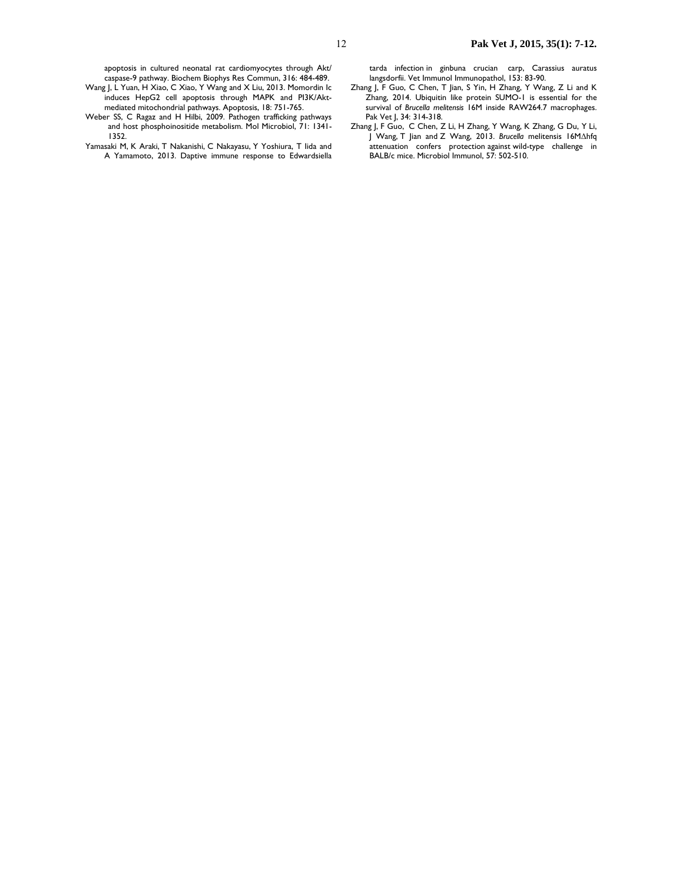apoptosis in cultured neonatal rat cardiomyocytes through Akt/ caspase-9 pathway. Biochem Biophys Res Commun, 316: 484-489.

Wang J, L Yuan, H Xiao, C Xiao, Y Wang and X Liu, 2013. Momordin Ic induces HepG2 cell apoptosis through MAPK and PI3K/Akt-mediated mitochondrial pathways. Apoptosis, 18: 751-765.

Weber SS, C Ragaz and H Hilbi, 2009. Pathogen trafficking pathways and host phosphoinositide metabolism. Mol Microbiol, 71: 1341-1352.

Yamasaki M, K Araki, T Nakanishi, C Nakayasu, Y Yoshiura, T Iida and A Yamamoto, 2013. Daptive immune response to Edwardsiella tarda infection in ginbuna crucian carp, Carassius auratus langsdorfii. Vet Immunol Immunopathol, 153: 83-90.

Zhang J, F Guo, C Chen, T Jian, S Yin, H Zhang, Y Wang, Z Li and K Zhang, 2014. Ubiquitin like protein SUMO-1 is essential for the survival of *Brucella melitensis* 16M inside RAW264.7 macrophages. Pak Vet J, 34: 314-318.

Zhang J, F Guo, C Chen, Z Li, H Zhang, Y Wang, K Zhang, G Du, Y Li, J Wang, T Jian and Z Wang, 2013. *Brucella* melitensis 16MΔhfq attenuation confers protection against wild-type challenge in BALB/c mice. Microbiol Immunol, 57: 502-510.